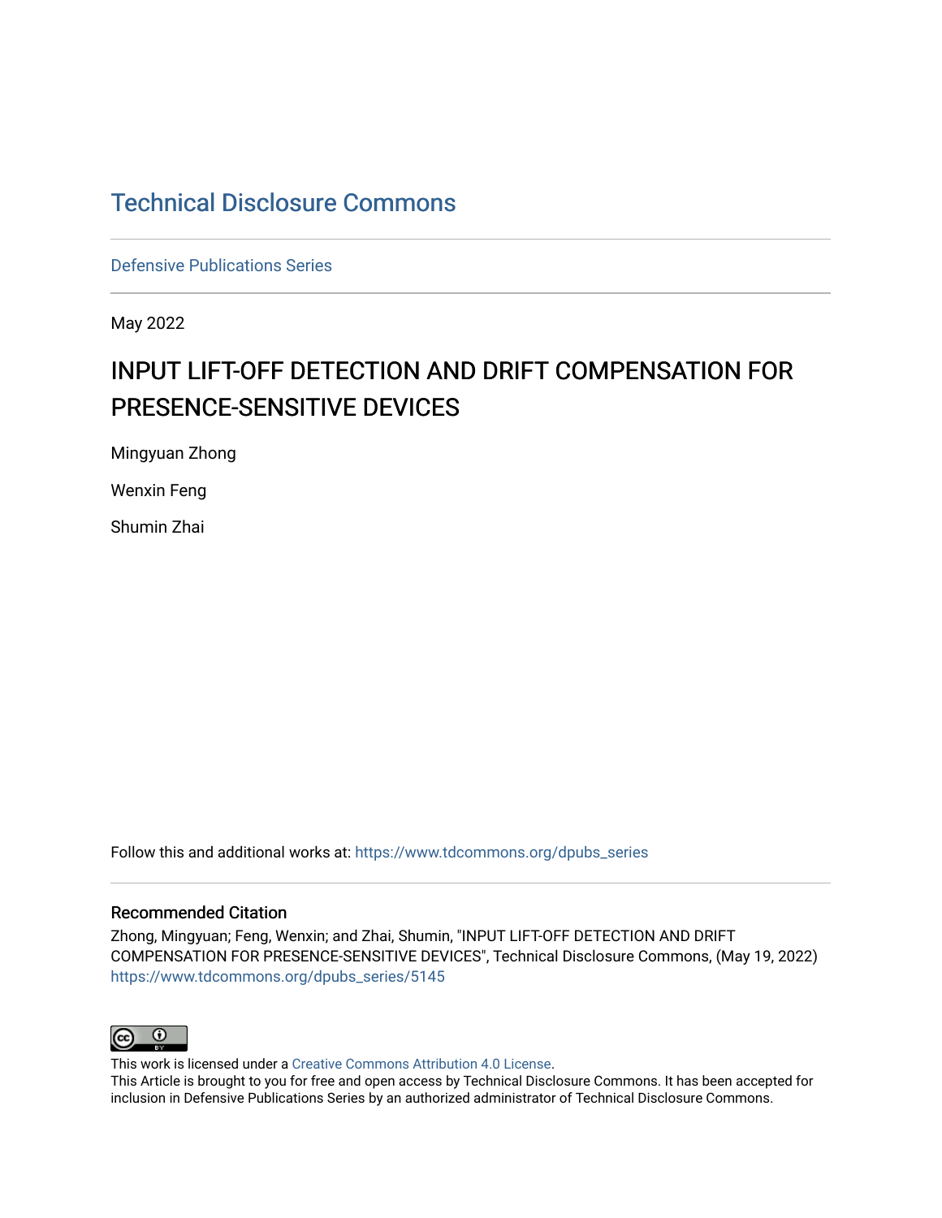# Technical Disclosure Commons

Defensive Publications Series

May 2022

## INPUT LIFT-OFF DETECTION AND DRIFT COMPENSATION FOR PRESENCE-SENSITIVE DEVICES

Mingyuan Zhong

Wenxin Feng

Shumin Zhai

Follow this and additional works at: https://www.tdcommons.org/dpubs_series

### Recommended Citation

Zhong, Mingyuan; Feng, Wenxin; and Zhai, Shumin, "INPUT LIFT-OFF DETECTION AND DRIFT COMPENSATION FOR PRESENCE-SENSITIVE DEVICES", Technical Disclosure Commons, (May 19, 2022)
https://www.tdcommons.org/dpubs_series/5145

This work is licensed under a Creative Commons Attribution 4.0 License.
This Article is brought to you for free and open access by Technical Disclosure Commons. It has been accepted for inclusion in Defensive Publications Series by an authorized administrator of Technical Disclosure Commons.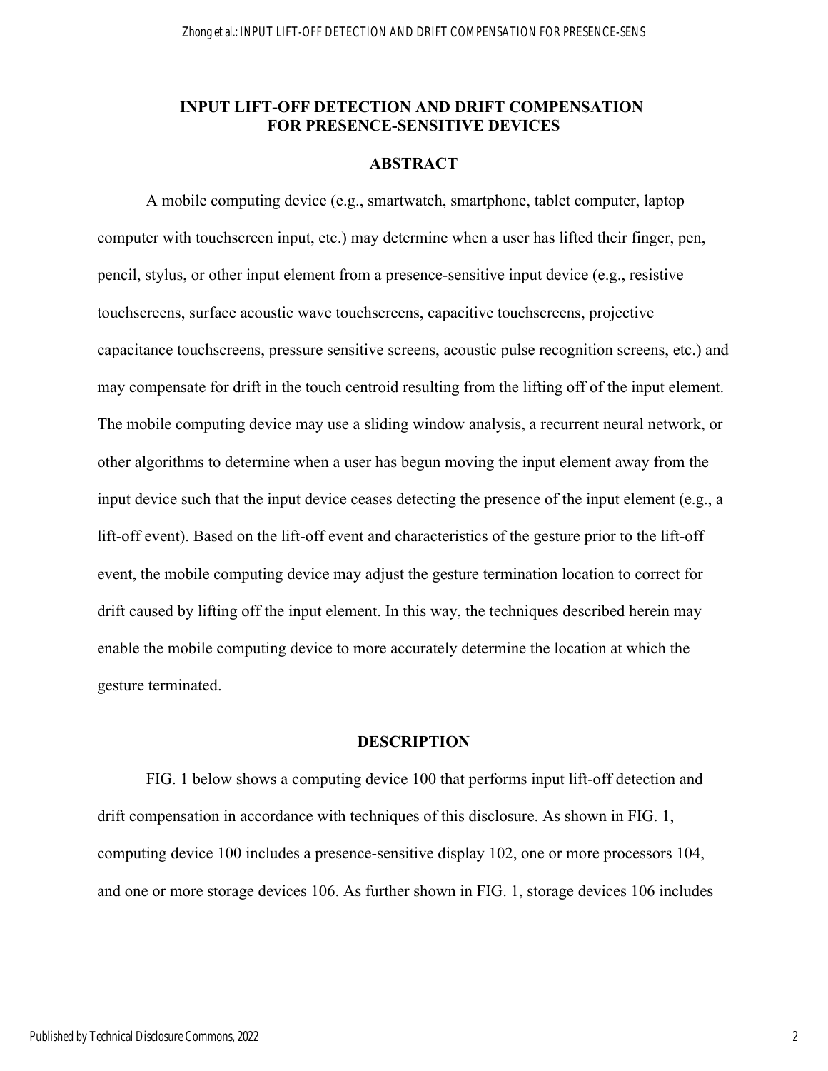# INPUT LIFT-OFF DETECTION AND DRIFT COMPENSATION FOR PRESENCE-SENSITIVE DEVICES

## ABSTRACT

A mobile computing device (e.g., smartwatch, smartphone, tablet computer, laptop computer with touchscreen input, etc.) may determine when a user has lifted their finger, pen, pencil, stylus, or other input element from a presence-sensitive input device (e.g., resistive touchscreens, surface acoustic wave touchscreens, capacitive touchscreens, projective capacitance touchscreens, pressure sensitive screens, acoustic pulse recognition screens, etc.) and may compensate for drift in the touch centroid resulting from the lifting off of the input element. The mobile computing device may use a sliding window analysis, a recurrent neural network, or other algorithms to determine when a user has begun moving the input element away from the input device such that the input device ceases detecting the presence of the input element (e.g., a lift-off event). Based on the lift-off event and characteristics of the gesture prior to the lift-off event, the mobile computing device may adjust the gesture termination location to correct for drift caused by lifting off the input element. In this way, the techniques described herein may enable the mobile computing device to more accurately determine the location at which the gesture terminated.

## DESCRIPTION

FIG. 1 below shows a computing device 100 that performs input lift-off detection and drift compensation in accordance with techniques of this disclosure. As shown in FIG. 1, computing device 100 includes a presence-sensitive display 102, one or more processors 104, and one or more storage devices 106. As further shown in FIG. 1, storage devices 106 includes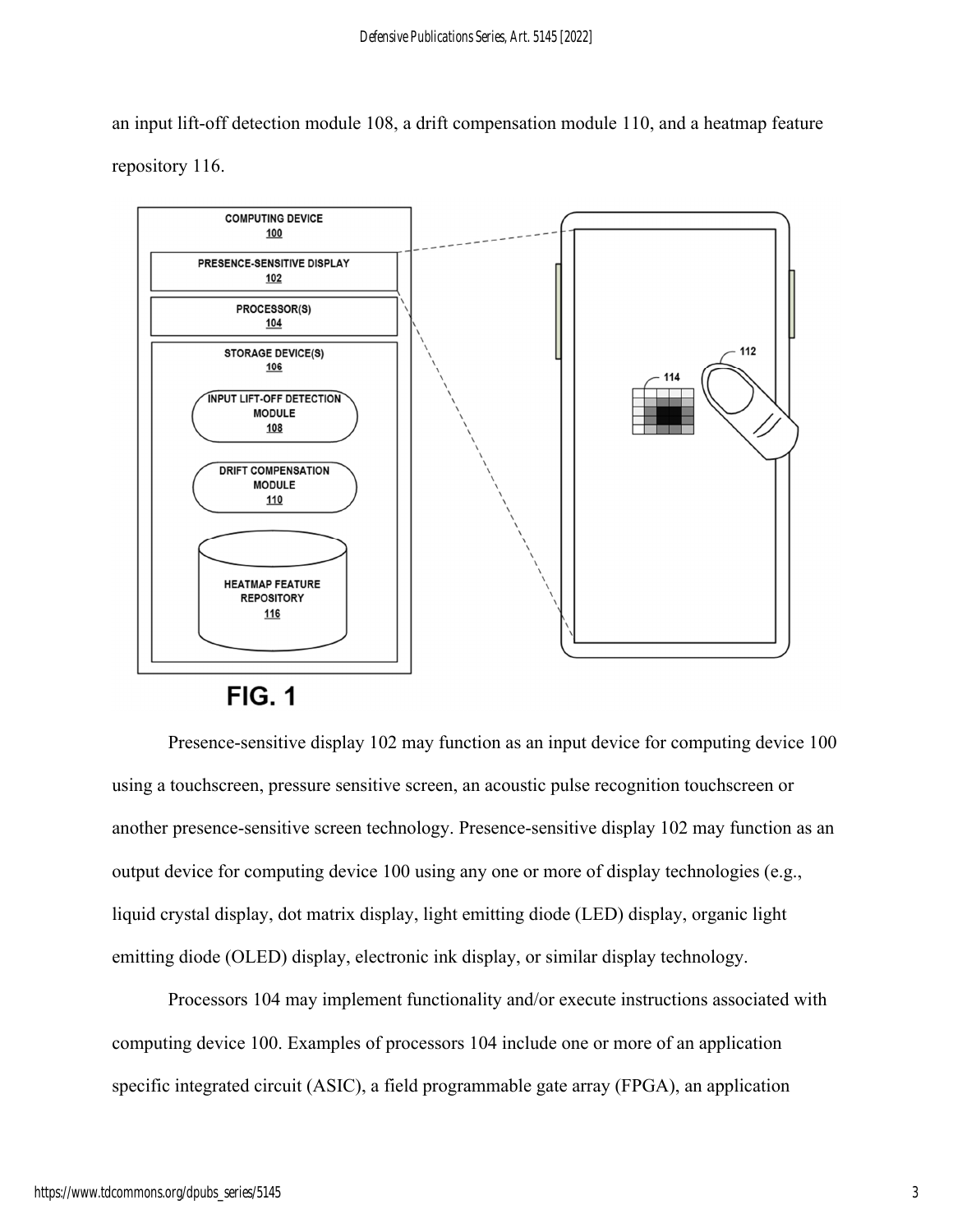an input lift-off detection module 108, a drift compensation module 110, and a heatmap feature repository 116.

FIG. 1

Presence-sensitive display 102 may function as an input device for computing device 100 using a touchscreen, pressure sensitive screen, an acoustic pulse recognition touchscreen or another presence-sensitive screen technology. Presence-sensitive display 102 may function as an output device for computing device 100 using any one or more of display technologies (e.g., liquid crystal display, dot matrix display, light emitting diode (LED) display, organic light emitting diode (OLED) display, electronic ink display, or similar display technology.

Processors 104 may implement functionality and/or execute instructions associated with computing device 100. Examples of processors 104 include one or more of an application specific integrated circuit (ASIC), a field programmable gate array (FPGA), an application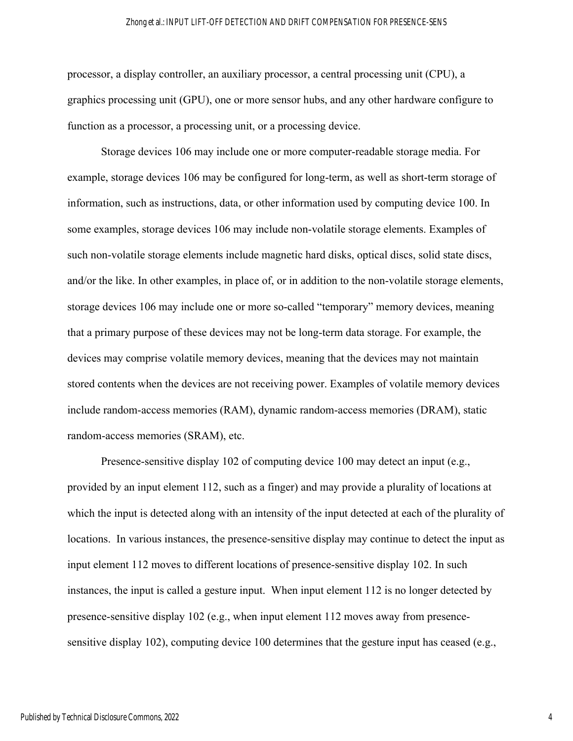processor, a display controller, an auxiliary processor, a central processing unit (CPU), a graphics processing unit (GPU), one or more sensor hubs, and any other hardware configure to function as a processor, a processing unit, or a processing device.

Storage devices 106 may include one or more computer-readable storage media. For example, storage devices 106 may be configured for long-term, as well as short-term storage of information, such as instructions, data, or other information used by computing device 100. In some examples, storage devices 106 may include non-volatile storage elements. Examples of such non-volatile storage elements include magnetic hard disks, optical discs, solid state discs, and/or the like. In other examples, in place of, or in addition to the non-volatile storage elements, storage devices 106 may include one or more so-called "temporary" memory devices, meaning that a primary purpose of these devices may not be long-term data storage. For example, the devices may comprise volatile memory devices, meaning that the devices may not maintain stored contents when the devices are not receiving power. Examples of volatile memory devices include random-access memories (RAM), dynamic random-access memories (DRAM), static random-access memories (SRAM), etc.

Presence-sensitive display 102 of computing device 100 may detect an input (e.g., provided by an input element 112, such as a finger) and may provide a plurality of locations at which the input is detected along with an intensity of the input detected at each of the plurality of locations. In various instances, the presence-sensitive display may continue to detect the input as input element 112 moves to different locations of presence-sensitive display 102. In such instances, the input is called a gesture input. When input element 112 is no longer detected by presence-sensitive display 102 (e.g., when input element 112 moves away from presence-sensitive display 102), computing device 100 determines that the gesture input has ceased (e.g.,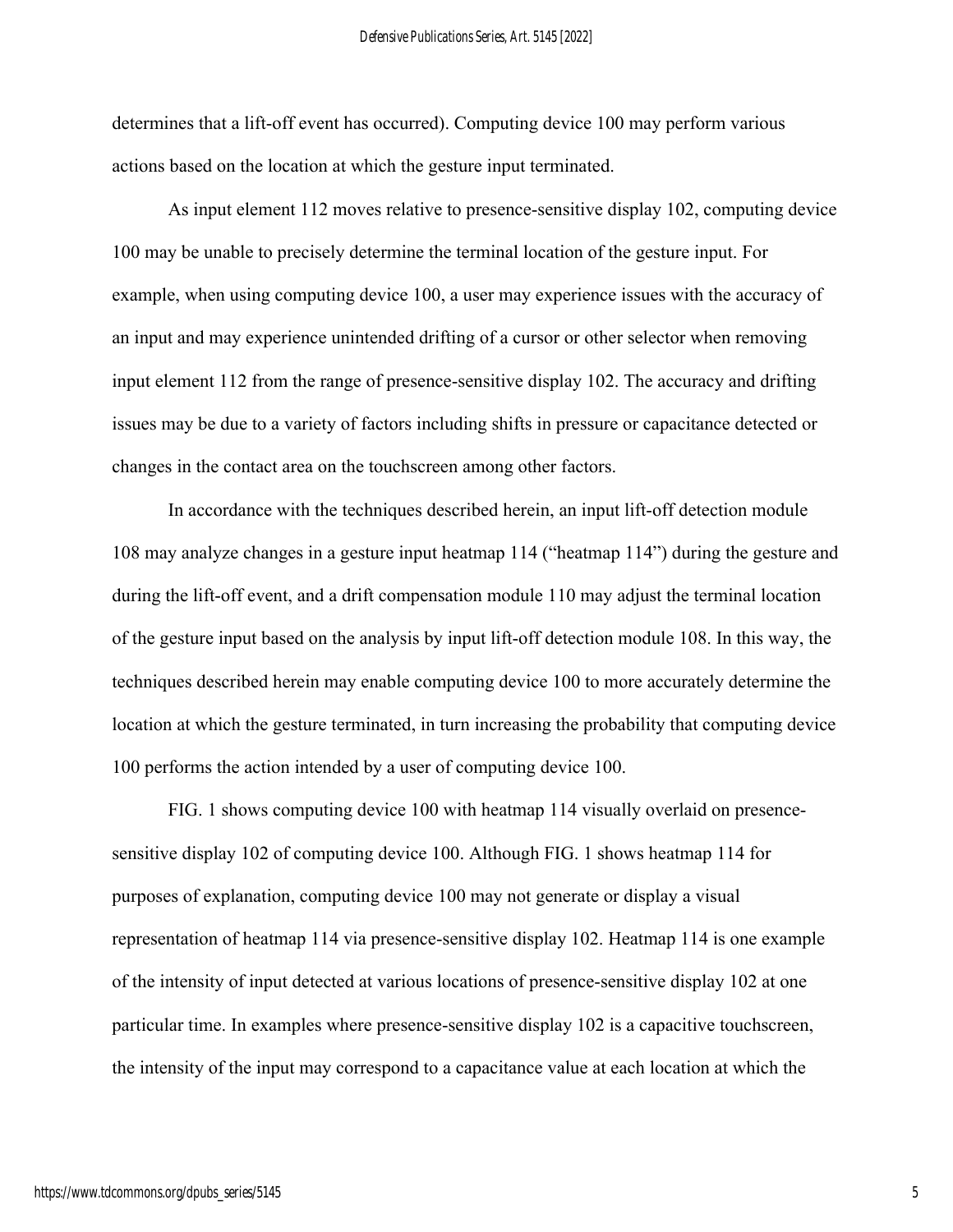determines that a lift-off event has occurred). Computing device 100 may perform various actions based on the location at which the gesture input terminated.

As input element 112 moves relative to presence-sensitive display 102, computing device 100 may be unable to precisely determine the terminal location of the gesture input. For example, when using computing device 100, a user may experience issues with the accuracy of an input and may experience unintended drifting of a cursor or other selector when removing input element 112 from the range of presence-sensitive display 102. The accuracy and drifting issues may be due to a variety of factors including shifts in pressure or capacitance detected or changes in the contact area on the touchscreen among other factors.

In accordance with the techniques described herein, an input lift-off detection module 108 may analyze changes in a gesture input heatmap 114 ("heatmap 114") during the gesture and during the lift-off event, and a drift compensation module 110 may adjust the terminal location of the gesture input based on the analysis by input lift-off detection module 108. In this way, the techniques described herein may enable computing device 100 to more accurately determine the location at which the gesture terminated, in turn increasing the probability that computing device 100 performs the action intended by a user of computing device 100.

FIG. 1 shows computing device 100 with heatmap 114 visually overlaid on presence-sensitive display 102 of computing device 100. Although FIG. 1 shows heatmap 114 for purposes of explanation, computing device 100 may not generate or display a visual representation of heatmap 114 via presence-sensitive display 102. Heatmap 114 is one example of the intensity of input detected at various locations of presence-sensitive display 102 at one particular time. In examples where presence-sensitive display 102 is a capacitive touchscreen, the intensity of the input may correspond to a capacitance value at each location at which the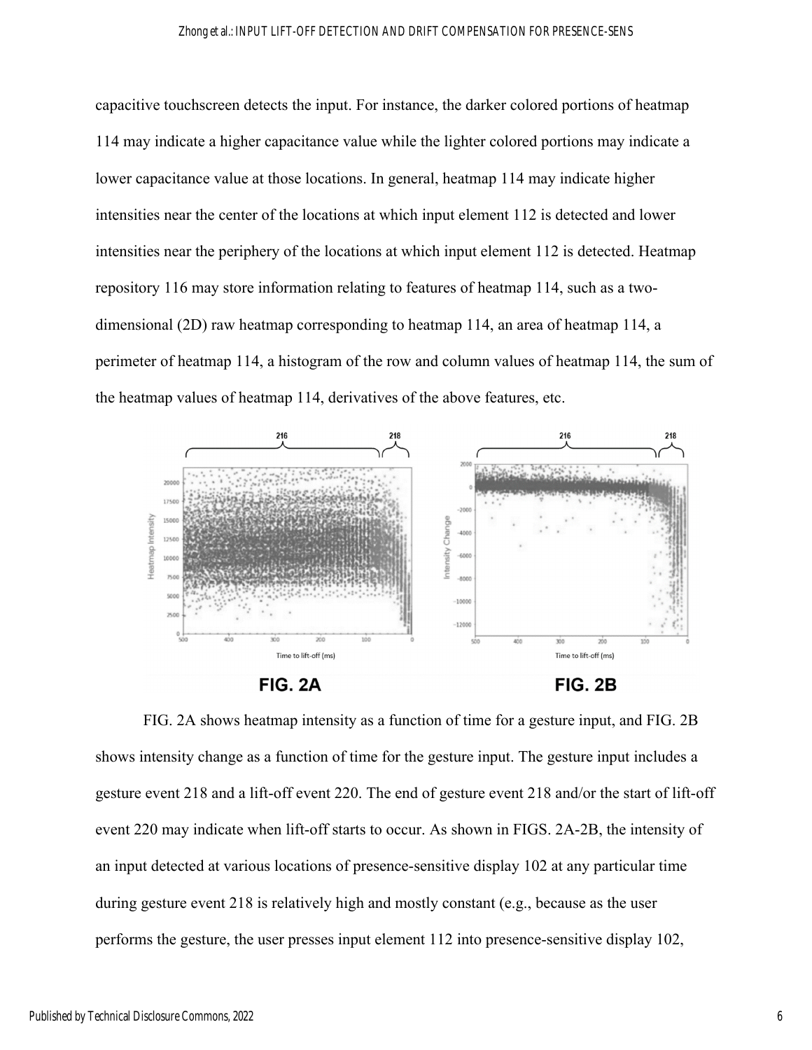capacitive touchscreen detects the input. For instance, the darker colored portions of heatmap 114 may indicate a higher capacitance value while the lighter colored portions may indicate a lower capacitance value at those locations. In general, heatmap 114 may indicate higher intensities near the center of the locations at which input element 112 is detected and lower intensities near the periphery of the locations at which input element 112 is detected. Heatmap repository 116 may store information relating to features of heatmap 114, such as a two-dimensional (2D) raw heatmap corresponding to heatmap 114, an area of heatmap 114, a perimeter of heatmap 114, a histogram of the row and column values of heatmap 114, the sum of the heatmap values of heatmap 114, derivatives of the above features, etc.

**FIG. 2A** **FIG. 2B**

FIG. 2A shows heatmap intensity as a function of time for a gesture input, and FIG. 2B shows intensity change as a function of time for the gesture input. The gesture input includes a gesture event 218 and a lift-off event 220. The end of gesture event 218 and/or the start of lift-off event 220 may indicate when lift-off starts to occur. As shown in FIGS. 2A-2B, the intensity of an input detected at various locations of presence-sensitive display 102 at any particular time during gesture event 218 is relatively high and mostly constant (e.g., because as the user performs the gesture, the user presses input element 112 into presence-sensitive display 102,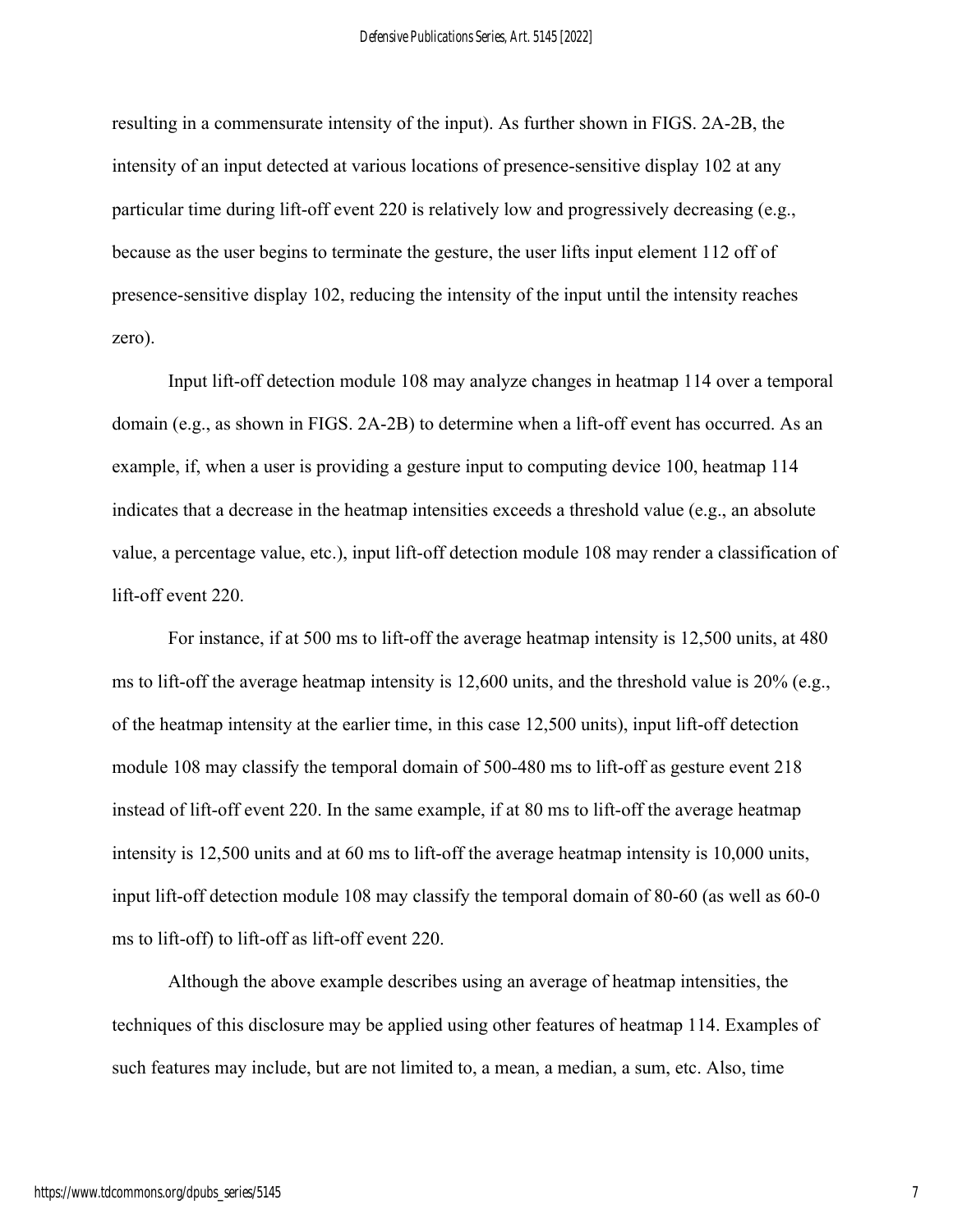resulting in a commensurate intensity of the input). As further shown in FIGS. 2A-2B, the intensity of an input detected at various locations of presence-sensitive display 102 at any particular time during lift-off event 220 is relatively low and progressively decreasing (e.g., because as the user begins to terminate the gesture, the user lifts input element 112 off of presence-sensitive display 102, reducing the intensity of the input until the intensity reaches zero).

Input lift-off detection module 108 may analyze changes in heatmap 114 over a temporal domain (e.g., as shown in FIGS. 2A-2B) to determine when a lift-off event has occurred. As an example, if, when a user is providing a gesture input to computing device 100, heatmap 114 indicates that a decrease in the heatmap intensities exceeds a threshold value (e.g., an absolute value, a percentage value, etc.), input lift-off detection module 108 may render a classification of lift-off event 220.

For instance, if at 500 ms to lift-off the average heatmap intensity is 12,500 units, at 480 ms to lift-off the average heatmap intensity is 12,600 units, and the threshold value is 20% (e.g., of the heatmap intensity at the earlier time, in this case 12,500 units), input lift-off detection module 108 may classify the temporal domain of 500-480 ms to lift-off as gesture event 218 instead of lift-off event 220. In the same example, if at 80 ms to lift-off the average heatmap intensity is 12,500 units and at 60 ms to lift-off the average heatmap intensity is 10,000 units, input lift-off detection module 108 may classify the temporal domain of 80-60 (as well as 60-0 ms to lift-off) to lift-off as lift-off event 220.

Although the above example describes using an average of heatmap intensities, the techniques of this disclosure may be applied using other features of heatmap 114. Examples of such features may include, but are not limited to, a mean, a median, a sum, etc. Also, time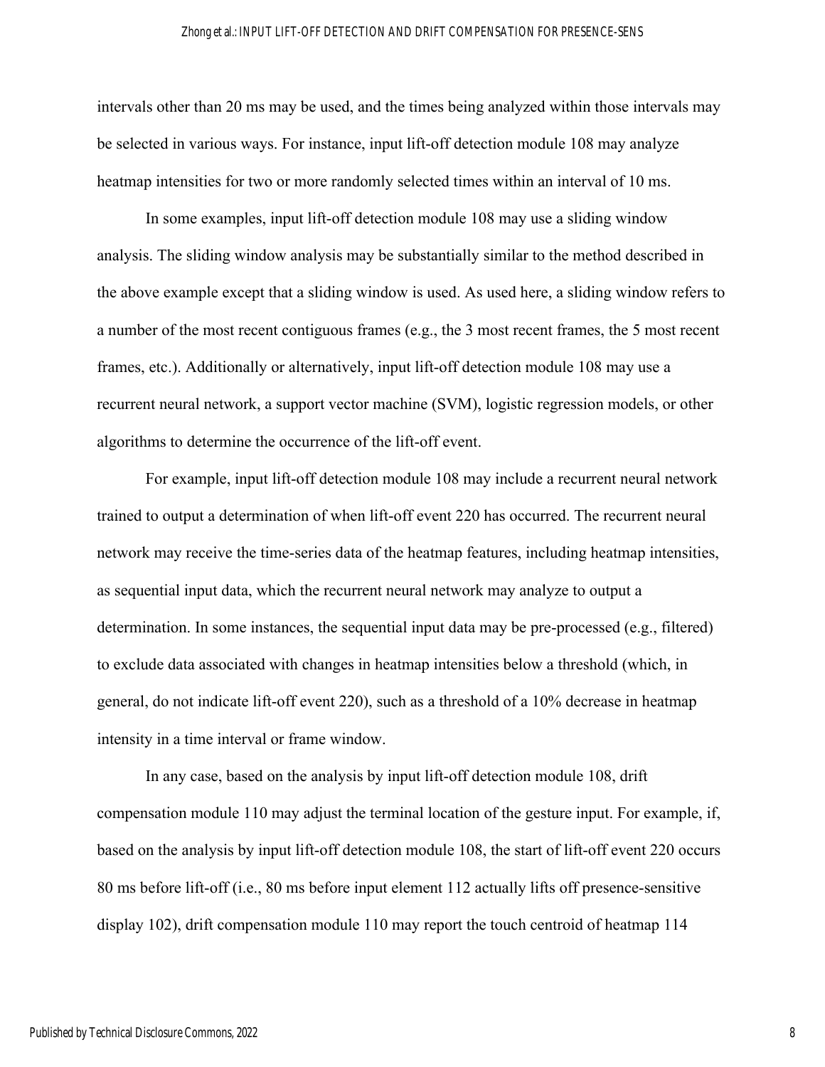intervals other than 20 ms may be used, and the times being analyzed within those intervals may be selected in various ways. For instance, input lift-off detection module 108 may analyze heatmap intensities for two or more randomly selected times within an interval of 10 ms.

In some examples, input lift-off detection module 108 may use a sliding window analysis. The sliding window analysis may be substantially similar to the method described in the above example except that a sliding window is used. As used here, a sliding window refers to a number of the most recent contiguous frames (e.g., the 3 most recent frames, the 5 most recent frames, etc.). Additionally or alternatively, input lift-off detection module 108 may use a recurrent neural network, a support vector machine (SVM), logistic regression models, or other algorithms to determine the occurrence of the lift-off event.

For example, input lift-off detection module 108 may include a recurrent neural network trained to output a determination of when lift-off event 220 has occurred. The recurrent neural network may receive the time-series data of the heatmap features, including heatmap intensities, as sequential input data, which the recurrent neural network may analyze to output a determination. In some instances, the sequential input data may be pre-processed (e.g., filtered) to exclude data associated with changes in heatmap intensities below a threshold (which, in general, do not indicate lift-off event 220), such as a threshold of a 10% decrease in heatmap intensity in a time interval or frame window.

In any case, based on the analysis by input lift-off detection module 108, drift compensation module 110 may adjust the terminal location of the gesture input. For example, if, based on the analysis by input lift-off detection module 108, the start of lift-off event 220 occurs 80 ms before lift-off (i.e., 80 ms before input element 112 actually lifts off presence-sensitive display 102), drift compensation module 110 may report the touch centroid of heatmap 114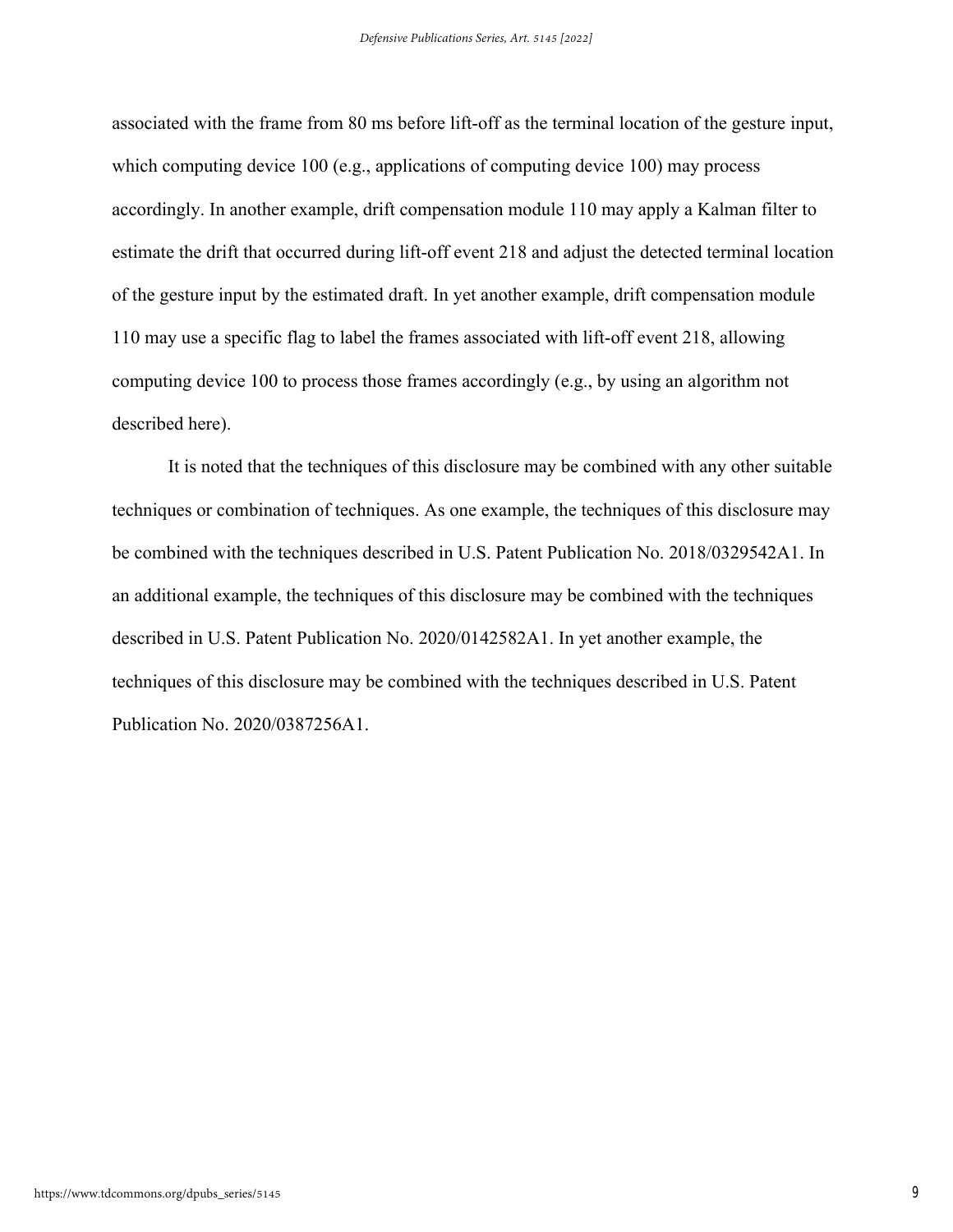associated with the frame from 80 ms before lift-off as the terminal location of the gesture input, which computing device 100 (e.g., applications of computing device 100) may process accordingly. In another example, drift compensation module 110 may apply a Kalman filter to estimate the drift that occurred during lift-off event 218 and adjust the detected terminal location of the gesture input by the estimated draft. In yet another example, drift compensation module 110 may use a specific flag to label the frames associated with lift-off event 218, allowing computing device 100 to process those frames accordingly (e.g., by using an algorithm not described here).

It is noted that the techniques of this disclosure may be combined with any other suitable techniques or combination of techniques. As one example, the techniques of this disclosure may be combined with the techniques described in U.S. Patent Publication No. 2018/0329542A1. In an additional example, the techniques of this disclosure may be combined with the techniques described in U.S. Patent Publication No. 2020/0142582A1. In yet another example, the techniques of this disclosure may be combined with the techniques described in U.S. Patent Publication No. 2020/0387256A1.